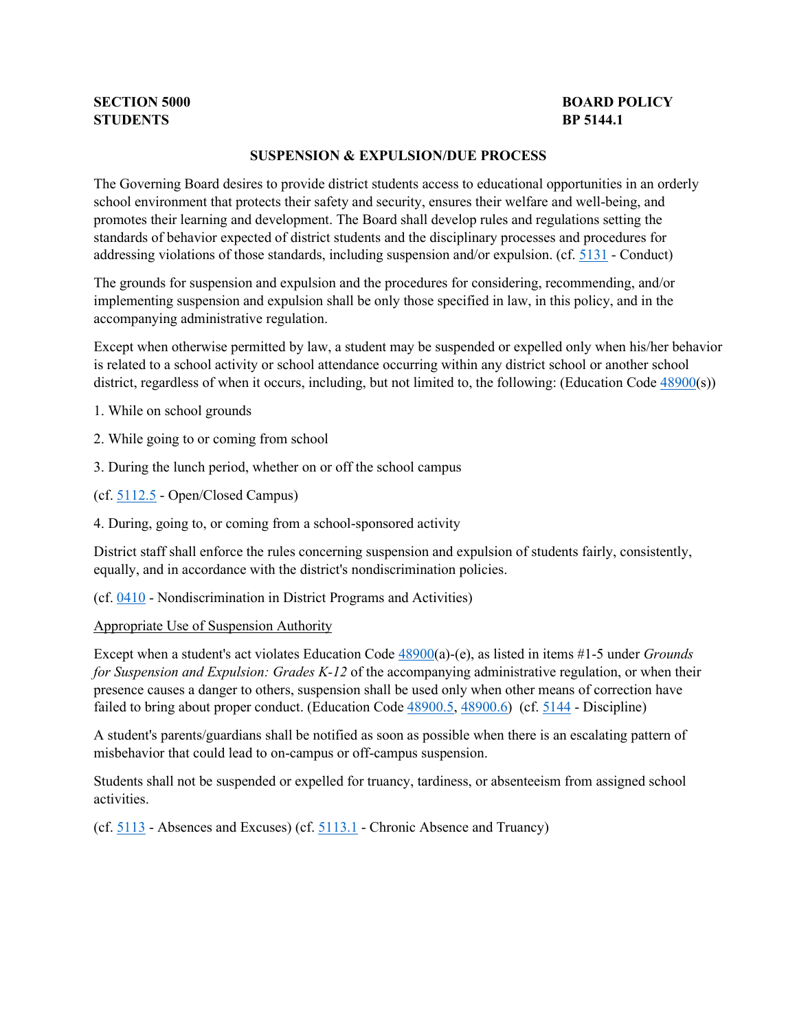**SECTION 5000**
**STUDENTS**

**BOARD POLICY**
**BP 5144.1**

## SUSPENSION & EXPULSION/DUE PROCESS

The Governing Board desires to provide district students access to educational opportunities in an orderly school environment that protects their safety and security, ensures their welfare and well-being, and promotes their learning and development. The Board shall develop rules and regulations setting the standards of behavior expected of district students and the disciplinary processes and procedures for addressing violations of those standards, including suspension and/or expulsion. (cf. 5131 - Conduct)

The grounds for suspension and expulsion and the procedures for considering, recommending, and/or implementing suspension and expulsion shall be only those specified in law, in this policy, and in the accompanying administrative regulation.

Except when otherwise permitted by law, a student may be suspended or expelled only when his/her behavior is related to a school activity or school attendance occurring within any district school or another school district, regardless of when it occurs, including, but not limited to, the following: (Education Code 48900(s))

1. While on school grounds

2. While going to or coming from school

3. During the lunch period, whether on or off the school campus

(cf. 5112.5 - Open/Closed Campus)

4. During, going to, or coming from a school-sponsored activity

District staff shall enforce the rules concerning suspension and expulsion of students fairly, consistently, equally, and in accordance with the district's nondiscrimination policies.

(cf. 0410 - Nondiscrimination in District Programs and Activities)

Appropriate Use of Suspension Authority

Except when a student's act violates Education Code 48900(a)-(e), as listed in items #1-5 under *Grounds for Suspension and Expulsion: Grades K-12* of the accompanying administrative regulation, or when their presence causes a danger to others, suspension shall be used only when other means of correction have failed to bring about proper conduct. (Education Code 48900.5, 48900.6) (cf. 5144 - Discipline)

A student's parents/guardians shall be notified as soon as possible when there is an escalating pattern of misbehavior that could lead to on-campus or off-campus suspension.

Students shall not be suspended or expelled for truancy, tardiness, or absenteeism from assigned school activities.

(cf. 5113 - Absences and Excuses) (cf. 5113.1 - Chronic Absence and Truancy)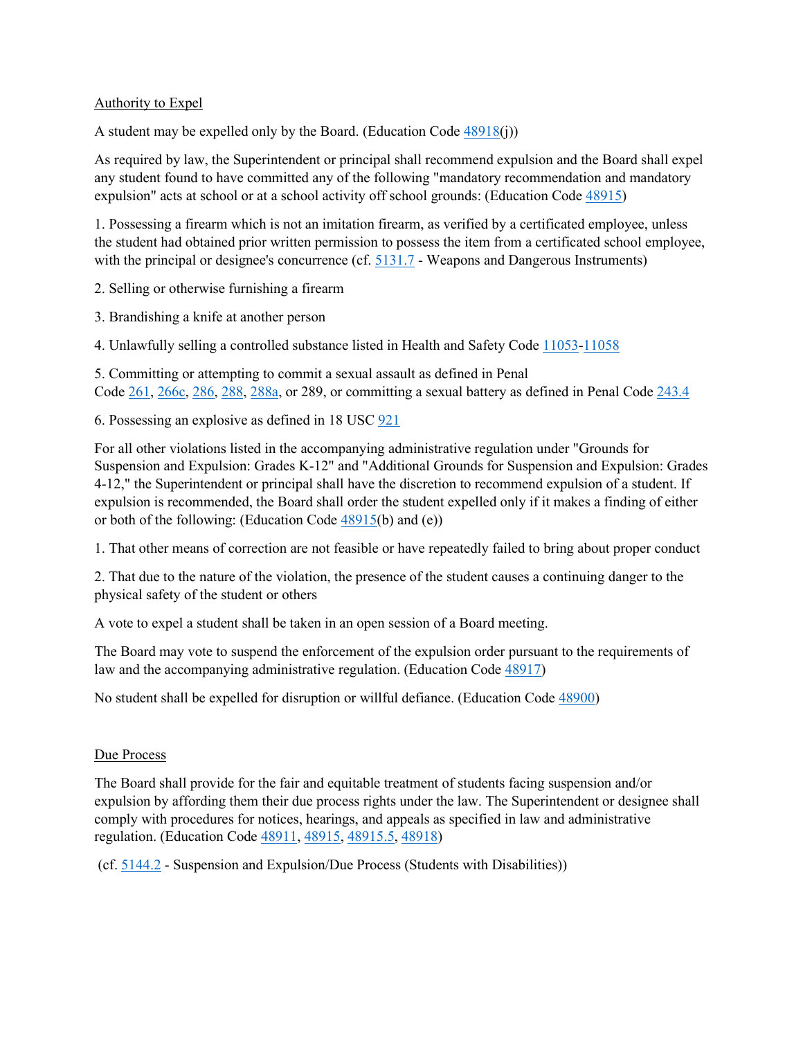## Authority to Expel

A student may be expelled only by the Board. (Education Code 48918(j))

As required by law, the Superintendent or principal shall recommend expulsion and the Board shall expel any student found to have committed any of the following "mandatory recommendation and mandatory expulsion" acts at school or at a school activity off school grounds: (Education Code 48915)

1. Possessing a firearm which is not an imitation firearm, as verified by a certificated employee, unless the student had obtained prior written permission to possess the item from a certificated school employee, with the principal or designee's concurrence (cf. 5131.7 - Weapons and Dangerous Instruments)

2. Selling or otherwise furnishing a firearm

3. Brandishing a knife at another person

4. Unlawfully selling a controlled substance listed in Health and Safety Code 11053-11058

5. Committing or attempting to commit a sexual assault as defined in Penal Code 261, 266c, 286, 288, 288a, or 289, or committing a sexual battery as defined in Penal Code 243.4

6. Possessing an explosive as defined in 18 USC 921

For all other violations listed in the accompanying administrative regulation under "Grounds for Suspension and Expulsion: Grades K-12" and "Additional Grounds for Suspension and Expulsion: Grades 4-12," the Superintendent or principal shall have the discretion to recommend expulsion of a student. If expulsion is recommended, the Board shall order the student expelled only if it makes a finding of either or both of the following: (Education Code 48915(b) and (e))

1. That other means of correction are not feasible or have repeatedly failed to bring about proper conduct

2. That due to the nature of the violation, the presence of the student causes a continuing danger to the physical safety of the student or others

A vote to expel a student shall be taken in an open session of a Board meeting.

The Board may vote to suspend the enforcement of the expulsion order pursuant to the requirements of law and the accompanying administrative regulation. (Education Code 48917)

No student shall be expelled for disruption or willful defiance. (Education Code 48900)

## Due Process

The Board shall provide for the fair and equitable treatment of students facing suspension and/or expulsion by affording them their due process rights under the law. The Superintendent or designee shall comply with procedures for notices, hearings, and appeals as specified in law and administrative regulation. (Education Code 48911, 48915, 48915.5, 48918)

(cf. 5144.2 - Suspension and Expulsion/Due Process (Students with Disabilities))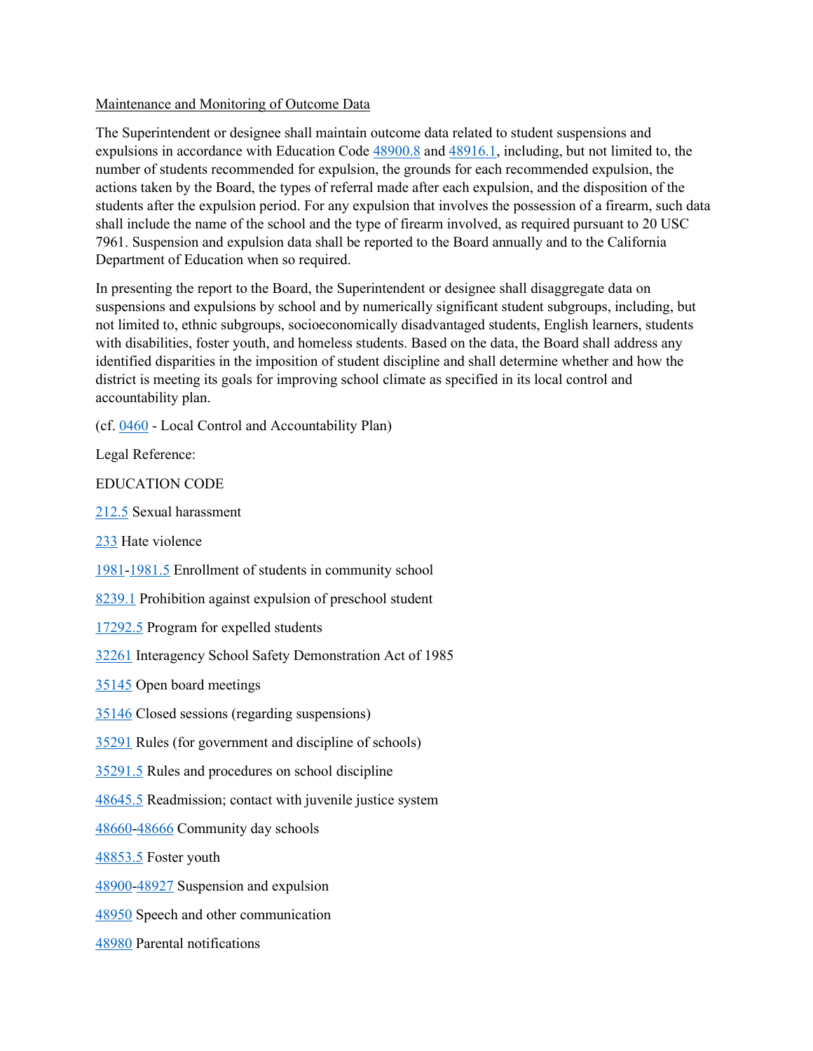Maintenance and Monitoring of Outcome Data

The Superintendent or designee shall maintain outcome data related to student suspensions and expulsions in accordance with Education Code 48900.8 and 48916.1, including, but not limited to, the number of students recommended for expulsion, the grounds for each recommended expulsion, the actions taken by the Board, the types of referral made after each expulsion, and the disposition of the students after the expulsion period. For any expulsion that involves the possession of a firearm, such data shall include the name of the school and the type of firearm involved, as required pursuant to 20 USC 7961. Suspension and expulsion data shall be reported to the Board annually and to the California Department of Education when so required.

In presenting the report to the Board, the Superintendent or designee shall disaggregate data on suspensions and expulsions by school and by numerically significant student subgroups, including, but not limited to, ethnic subgroups, socioeconomically disadvantaged students, English learners, students with disabilities, foster youth, and homeless students. Based on the data, the Board shall address any identified disparities in the imposition of student discipline and shall determine whether and how the district is meeting its goals for improving school climate as specified in its local control and accountability plan.

(cf. 0460 - Local Control and Accountability Plan)

Legal Reference:

EDUCATION CODE

212.5 Sexual harassment

233 Hate violence

1981-1981.5 Enrollment of students in community school

8239.1 Prohibition against expulsion of preschool student

17292.5 Program for expelled students

32261 Interagency School Safety Demonstration Act of 1985

35145 Open board meetings

35146 Closed sessions (regarding suspensions)

35291 Rules (for government and discipline of schools)

35291.5 Rules and procedures on school discipline

48645.5 Readmission; contact with juvenile justice system

48660-48666 Community day schools

48853.5 Foster youth

48900-48927 Suspension and expulsion

48950 Speech and other communication

48980 Parental notifications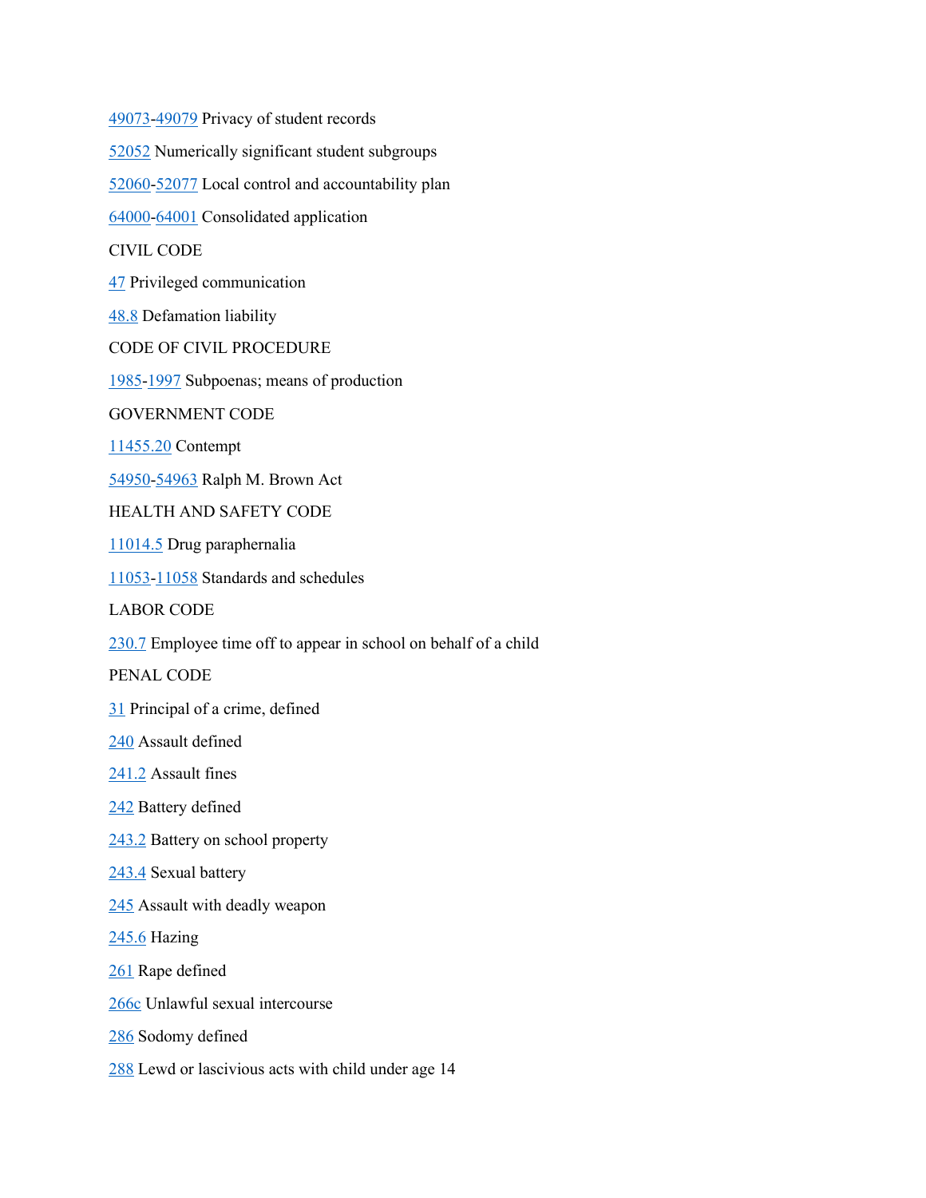49073-49079 Privacy of student records

52052 Numerically significant student subgroups

52060-52077 Local control and accountability plan

64000-64001 Consolidated application

CIVIL CODE

47 Privileged communication

48.8 Defamation liability

CODE OF CIVIL PROCEDURE

1985-1997 Subpoenas; means of production

GOVERNMENT CODE

11455.20 Contempt

54950-54963 Ralph M. Brown Act

HEALTH AND SAFETY CODE

11014.5 Drug paraphernalia

11053-11058 Standards and schedules

LABOR CODE

230.7 Employee time off to appear in school on behalf of a child

PENAL CODE

31 Principal of a crime, defined

240 Assault defined

241.2 Assault fines

242 Battery defined

243.2 Battery on school property

243.4 Sexual battery

245 Assault with deadly weapon

245.6 Hazing

261 Rape defined

266c Unlawful sexual intercourse

286 Sodomy defined

288 Lewd or lascivious acts with child under age 14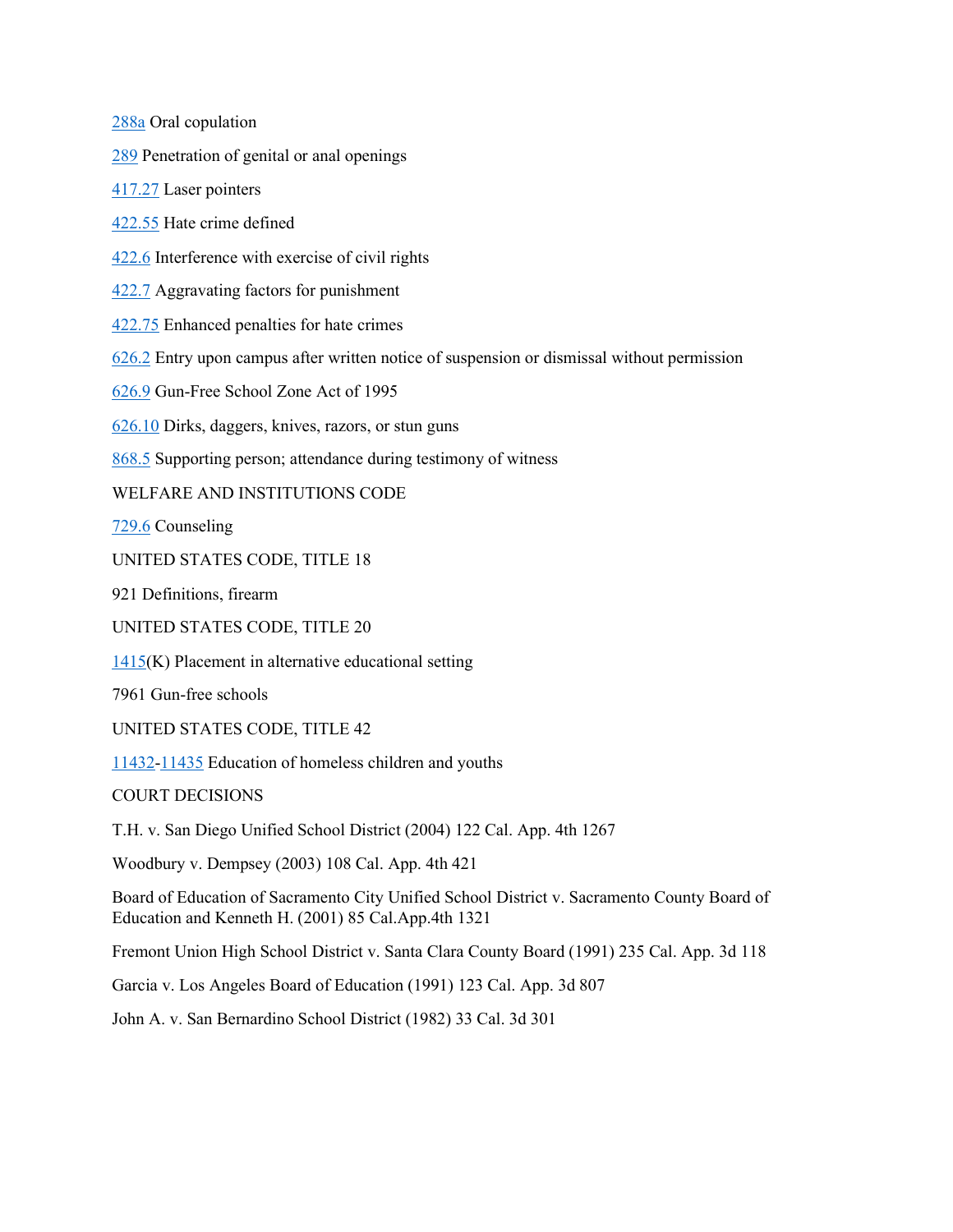288a Oral copulation

289 Penetration of genital or anal openings

417.27 Laser pointers

422.55 Hate crime defined

422.6 Interference with exercise of civil rights

422.7 Aggravating factors for punishment

422.75 Enhanced penalties for hate crimes

626.2 Entry upon campus after written notice of suspension or dismissal without permission

626.9 Gun-Free School Zone Act of 1995

626.10 Dirks, daggers, knives, razors, or stun guns

868.5 Supporting person; attendance during testimony of witness

WELFARE AND INSTITUTIONS CODE

729.6 Counseling

UNITED STATES CODE, TITLE 18

921 Definitions, firearm

UNITED STATES CODE, TITLE 20

1415(K) Placement in alternative educational setting

7961 Gun-free schools

UNITED STATES CODE, TITLE 42

11432-11435 Education of homeless children and youths

COURT DECISIONS

T.H. v. San Diego Unified School District (2004) 122 Cal. App. 4th 1267

Woodbury v. Dempsey (2003) 108 Cal. App. 4th 421

Board of Education of Sacramento City Unified School District v. Sacramento County Board of Education and Kenneth H. (2001) 85 Cal.App.4th 1321

Fremont Union High School District v. Santa Clara County Board (1991) 235 Cal. App. 3d 118

Garcia v. Los Angeles Board of Education (1991) 123 Cal. App. 3d 807

John A. v. San Bernardino School District (1982) 33 Cal. 3d 301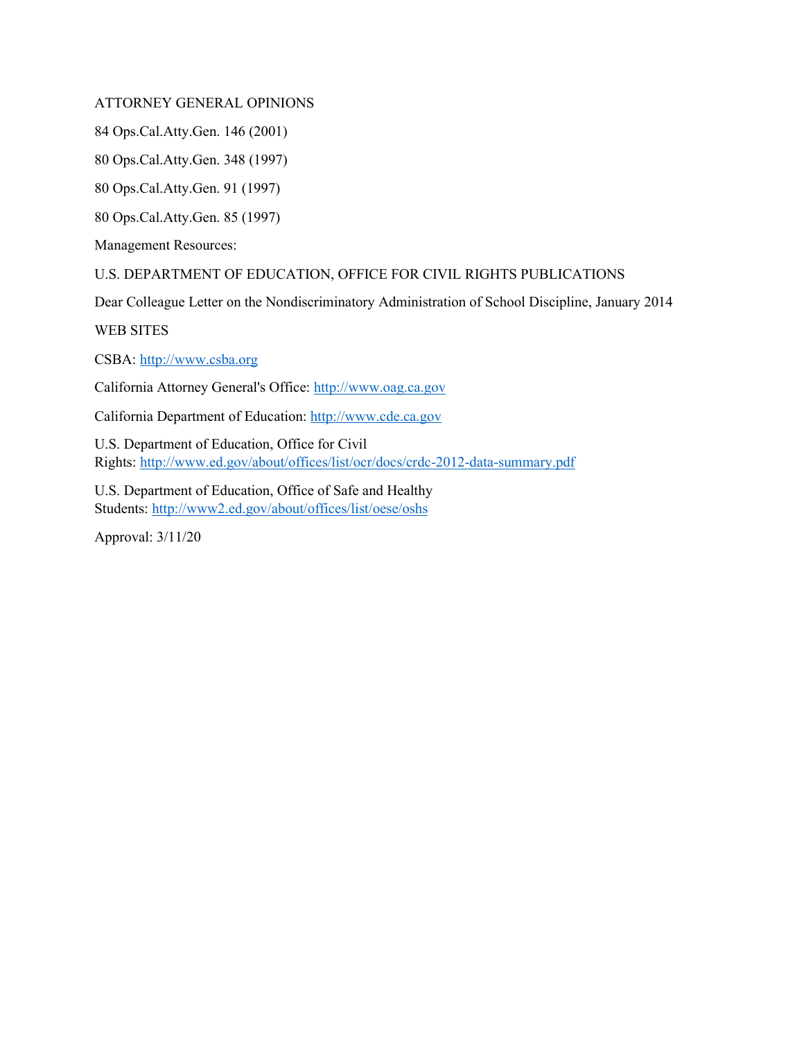ATTORNEY GENERAL OPINIONS

84 Ops.Cal.Atty.Gen. 146 (2001)

80 Ops.Cal.Atty.Gen. 348 (1997)

80 Ops.Cal.Atty.Gen. 91 (1997)

80 Ops.Cal.Atty.Gen. 85 (1997)

Management Resources:

U.S. DEPARTMENT OF EDUCATION, OFFICE FOR CIVIL RIGHTS PUBLICATIONS

Dear Colleague Letter on the Nondiscriminatory Administration of School Discipline, January 2014

WEB SITES

CSBA: http://www.csba.org

California Attorney General's Office: http://www.oag.ca.gov

California Department of Education: http://www.cde.ca.gov

U.S. Department of Education, Office for Civil Rights: http://www.ed.gov/about/offices/list/ocr/docs/crdc-2012-data-summary.pdf

U.S. Department of Education, Office of Safe and Healthy Students: http://www2.ed.gov/about/offices/list/oese/oshs

Approval: 3/11/20